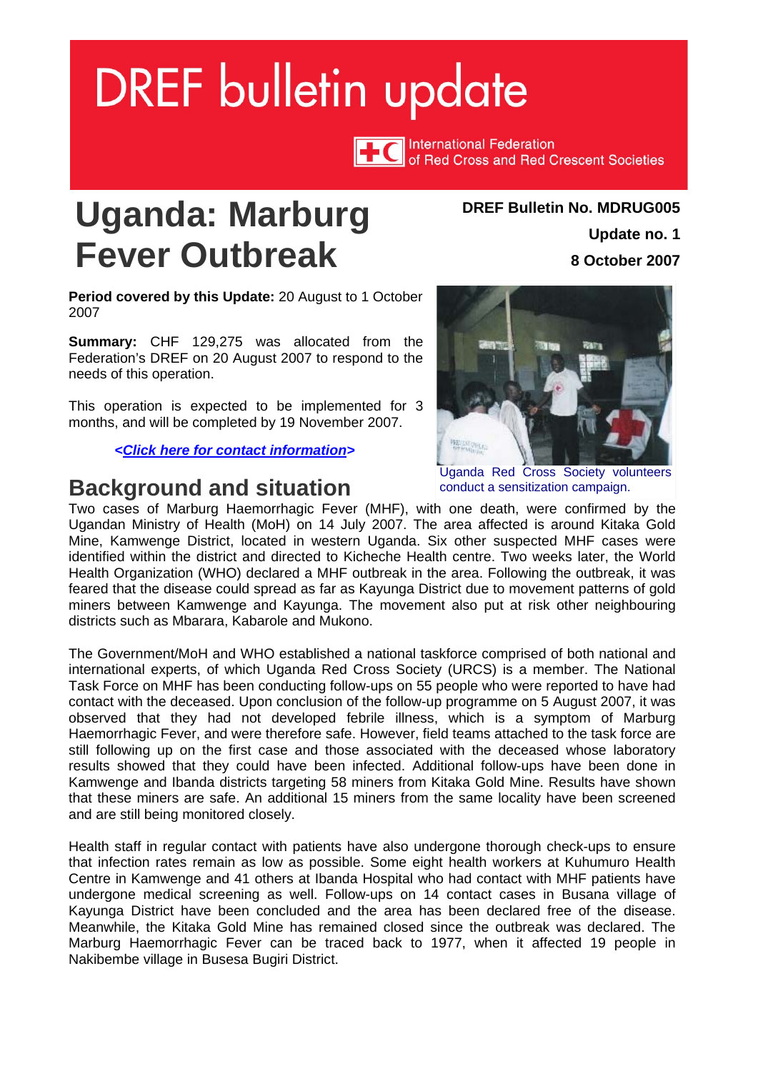# DREF bulletin update

International Federation of Red Cross and Red Crescent Societies

# Uganda: Marburg Fever Outbreak

**DREF Bulletin No. MDRUG005**

**Update no. 1**

**8 October 2007**

**Period covered by this Update:** 20 August to 1 October 2007

**Summary:** CHF 129,275 was allocated from the Federation's DREF on 20 August 2007 to respond to the needs of this operation.

This operation is expected to be implemented for 3 months, and will be completed by 19 November 2007.

*<Click here for contact information>*

Uganda Red Cross Society volunteers conduct a sensitization campaign.

## Background and situation

Two cases of Marburg Haemorrhagic Fever (MHF), with one death, were confirmed by the Ugandan Ministry of Health (MoH) on 14 July 2007. The area affected is around Kitaka Gold Mine, Kamwenge District, located in western Uganda. Six other suspected MHF cases were identified within the district and directed to Kicheche Health centre. Two weeks later, the World Health Organization (WHO) declared a MHF outbreak in the area. Following the outbreak, it was feared that the disease could spread as far as Kayunga District due to movement patterns of gold miners between Kamwenge and Kayunga. The movement also put at risk other neighbouring districts such as Mbarara, Kabarole and Mukono.

The Government/MoH and WHO established a national taskforce comprised of both national and international experts, of which Uganda Red Cross Society (URCS) is a member. The National Task Force on MHF has been conducting follow-ups on 55 people who were reported to have had contact with the deceased. Upon conclusion of the follow-up programme on 5 August 2007, it was observed that they had not developed febrile illness, which is a symptom of Marburg Haemorrhagic Fever, and were therefore safe. However, field teams attached to the task force are still following up on the first case and those associated with the deceased whose laboratory results showed that they could have been infected. Additional follow-ups have been done in Kamwenge and Ibanda districts targeting 58 miners from Kitaka Gold Mine. Results have shown that these miners are safe. An additional 15 miners from the same locality have been screened and are still being monitored closely.

Health staff in regular contact with patients have also undergone thorough check-ups to ensure that infection rates remain as low as possible. Some eight health workers at Kuhumuro Health Centre in Kamwenge and 41 others at Ibanda Hospital who had contact with MHF patients have undergone medical screening as well. Follow-ups on 14 contact cases in Busana village of Kayunga District have been concluded and the area has been declared free of the disease. Meanwhile, the Kitaka Gold Mine has remained closed since the outbreak was declared. The Marburg Haemorrhagic Fever can be traced back to 1977, when it affected 19 people in Nakibembe village in Busesa Bugiri District.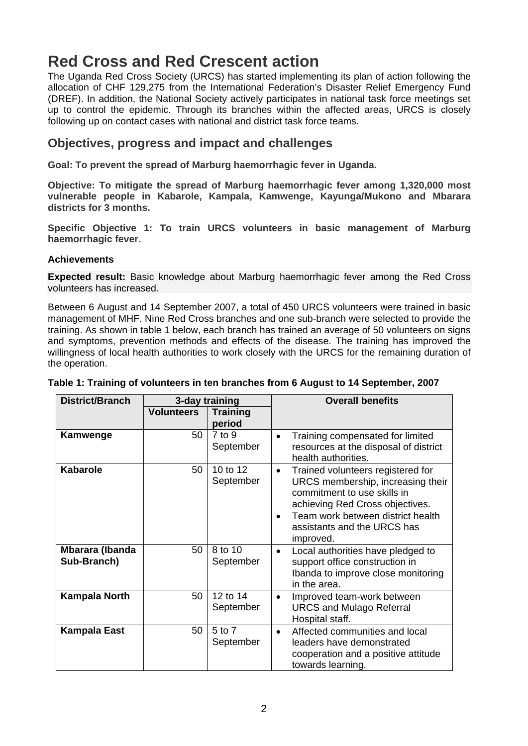# Red Cross and Red Crescent action

The Uganda Red Cross Society (URCS) has started implementing its plan of action following the allocation of CHF 129,275 from the International Federation's Disaster Relief Emergency Fund (DREF). In addition, the National Society actively participates in national task force meetings set up to control the epidemic. Through its branches within the affected areas, URCS is closely following up on contact cases with national and district task force teams.

## Objectives, progress and impact and challenges

**Goal: To prevent the spread of Marburg haemorrhagic fever in Uganda.**

**Objective: To mitigate the spread of Marburg haemorrhagic fever among 1,320,000 most vulnerable people in Kabarole, Kampala, Kamwenge, Kayunga/Mukono and Mbarara districts for 3 months.**

**Specific Objective 1: To train URCS volunteers in basic management of Marburg haemorrhagic fever.**

**Achievements**

**Expected result:** Basic knowledge about Marburg haemorrhagic fever among the Red Cross volunteers has increased.

Between 6 August and 14 September 2007, a total of 450 URCS volunteers were trained in basic management of MHF. Nine Red Cross branches and one sub-branch were selected to provide the training. As shown in table 1 below, each branch has trained an average of 50 volunteers on signs and symptoms, prevention methods and effects of the disease. The training has improved the willingness of local health authorities to work closely with the URCS for the remaining duration of the operation.

**Table 1: Training of volunteers in ten branches from 6 August to 14 September, 2007**

| District/Branch | 3-day training | | Overall benefits |
|---|---|---|---|
| | Volunteers | Training period | |
| **Kamwenge** | 50 | 7 to 9 September | • Training compensated for limited resources at the disposal of district health authorities. |
| **Kabarole** | 50 | 10 to 12 September | • Trained volunteers registered for URCS membership, increasing their commitment to use skills in achieving Red Cross objectives.<br>• Team work between district health assistants and the URCS has improved. |
| **Mbarara (Ibanda Sub-Branch)** | 50 | 8 to 10 September | • Local authorities have pledged to support office construction in Ibanda to improve close monitoring in the area. |
| **Kampala North** | 50 | 12 to 14 September | • Improved team-work between URCS and Mulago Referral Hospital staff. |
| **Kampala East** | 50 | 5 to 7 September | • Affected communities and local leaders have demonstrated cooperation and a positive attitude towards learning. |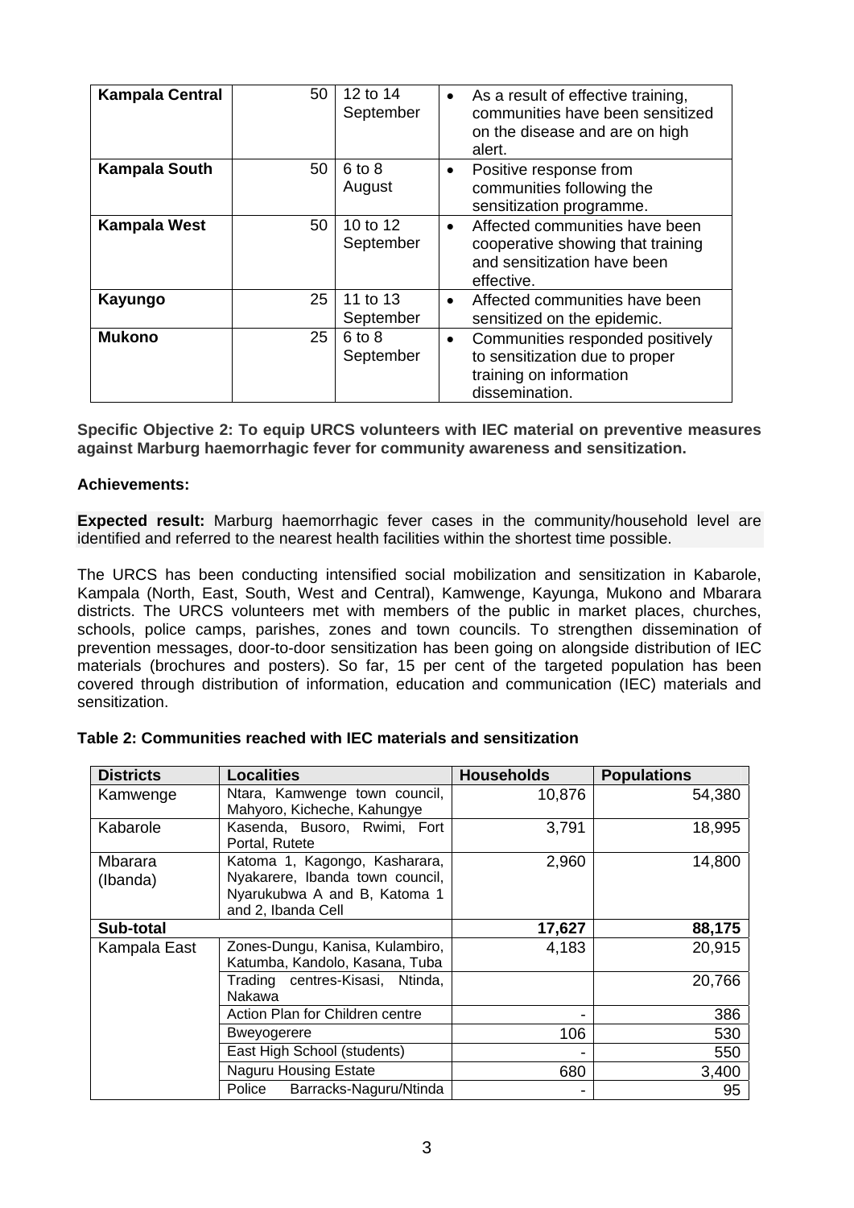| **Kampala Central** | 50 | 12 to 14 September | • As a result of effective training, communities have been sensitized on the disease and are on high alert. |
|---|---|---|---|
| **Kampala South** | 50 | 6 to 8 August | • Positive response from communities following the sensitization programme. |
| **Kampala West** | 50 | 10 to 12 September | • Affected communities have been cooperative showing that training and sensitization have been effective. |
| **Kayungo** | 25 | 11 to 13 September | • Affected communities have been sensitized on the epidemic. |
| **Mukono** | 25 | 6 to 8 September | • Communities responded positively to sensitization due to proper training on information dissemination. |

**Specific Objective 2: To equip URCS volunteers with IEC material on preventive measures against Marburg haemorrhagic fever for community awareness and sensitization.**

**Achievements:**

**Expected result:** Marburg haemorrhagic fever cases in the community/household level are identified and referred to the nearest health facilities within the shortest time possible.

The URCS has been conducting intensified social mobilization and sensitization in Kabarole, Kampala (North, East, South, West and Central), Kamwenge, Kayunga, Mukono and Mbarara districts. The URCS volunteers met with members of the public in market places, churches, schools, police camps, parishes, zones and town councils. To strengthen dissemination of prevention messages, door-to-door sensitization has been going on alongside distribution of IEC materials (brochures and posters). So far, 15 per cent of the targeted population has been covered through distribution of information, education and communication (IEC) materials and sensitization.

**Table 2: Communities reached with IEC materials and sensitization**

| Districts | Localities | Households | Populations |
|---|---|---|---|
| Kamwenge | Ntara, Kamwenge town council, Mahyoro, Kicheche, Kahungye | 10,876 | 54,380 |
| Kabarole | Kasenda, Busoro, Rwimi, Fort Portal, Rutete | 3,791 | 18,995 |
| Mbarara (Ibanda) | Katoma 1, Kagongo, Kasharara, Nyakarere, Ibanda town council, Nyarukubwa A and B, Katoma 1 and 2, Ibanda Cell | 2,960 | 14,800 |
| **Sub-total** | | **17,627** | **88,175** |
| Kampala East | Zones-Dungu, Kanisa, Kulambiro, Katumba, Kandolo, Kasana, Tuba | 4,183 | 20,915 |
| | Trading centres-Kisasi, Ntinda, Nakawa | | 20,766 |
| | Action Plan for Children centre | - | 386 |
| | Bweyogerere | 106 | 530 |
| | East High School (students) | - | 550 |
| | Naguru Housing Estate | 680 | 3,400 |
| | Police Barracks-Naguru/Ntinda | - | 95 |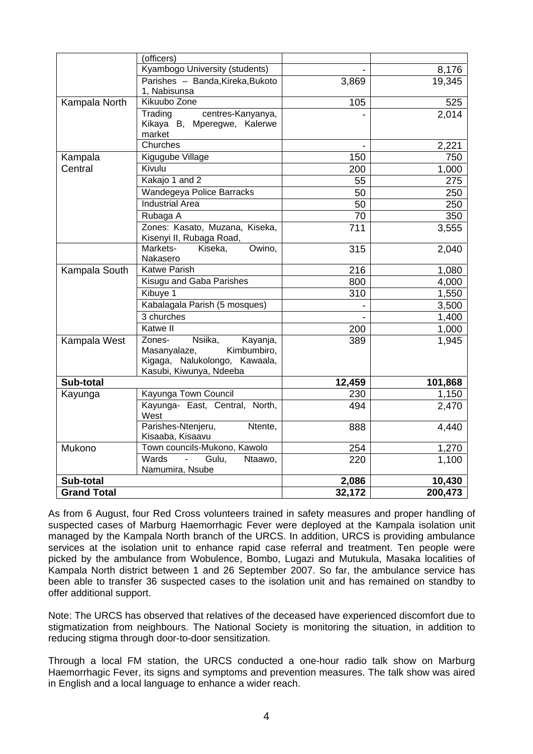| | (officers) | | |
|---|---|---|---|
| | Kyambogo University (students) | - | 8,176 |
| | Parishes – Banda,Kireka,Bukoto 1, Nabisunsa | 3,869 | 19,345 |
| Kampala North | Kikuubo Zone | 105 | 525 |
| | Trading centres-Kanyanya, Kikaya B, Mperegwe, Kalerwe market | - | 2,014 |
| | Churches | - | 2,221 |
| Kampala Central | Kigugube Village | 150 | 750 |
| | Kivulu | 200 | 1,000 |
| | Kakajo 1 and 2 | 55 | 275 |
| | Wandegeya Police Barracks | 50 | 250 |
| | Industrial Area | 50 | 250 |
| | Rubaga A | 70 | 350 |
| | Zones: Kasato, Muzana, Kiseka, Kisenyi II, Rubaga Road, | 711 | 3,555 |
| | Markets- Kiseka, Owino, Nakasero | 315 | 2,040 |
| Kampala South | Katwe Parish | 216 | 1,080 |
| | Kisugu and Gaba Parishes | 800 | 4,000 |
| | Kibuye 1 | 310 | 1,550 |
| | Kabalagala Parish (5 mosques) | - | 3,500 |
| | 3 churches | - | 1,400 |
| | Katwe II | 200 | 1,000 |
| Kampala West | Zones- Nsiika, Kayanja, Masanyalaze, Kimbumbiro, Kigaga, Nalukolongo, Kawaala, Kasubi, Kiwunya, Ndeeba | 389 | 1,945 |
| **Sub-total** | | **12,459** | **101,868** |
| Kayunga | Kayunga Town Council | 230 | 1,150 |
| | Kayunga- East, Central, North, West | 494 | 2,470 |
| | Parishes-Ntenjeru, Ntente, Kisaaba, Kisaavu | 888 | 4,440 |
| Mukono | Town councils-Mukono, Kawolo | 254 | 1,270 |
| | Wards - Gulu, Ntaawo, Namumira, Nsube | 220 | 1,100 |
| **Sub-total** | | **2,086** | **10,430** |
| **Grand Total** | | **32,172** | **200,473** |

As from 6 August, four Red Cross volunteers trained in safety measures and proper handling of suspected cases of Marburg Haemorrhagic Fever were deployed at the Kampala isolation unit managed by the Kampala North branch of the URCS. In addition, URCS is providing ambulance services at the isolation unit to enhance rapid case referral and treatment. Ten people were picked by the ambulance from Wobulence, Bombo, Lugazi and Mutukula, Masaka localities of Kampala North district between 1 and 26 September 2007. So far, the ambulance service has been able to transfer 36 suspected cases to the isolation unit and has remained on standby to offer additional support.

Note: The URCS has observed that relatives of the deceased have experienced discomfort due to stigmatization from neighbours. The National Society is monitoring the situation, in addition to reducing stigma through door-to-door sensitization.

Through a local FM station, the URCS conducted a one-hour radio talk show on Marburg Haemorrhagic Fever, its signs and symptoms and prevention measures. The talk show was aired in English and a local language to enhance a wider reach.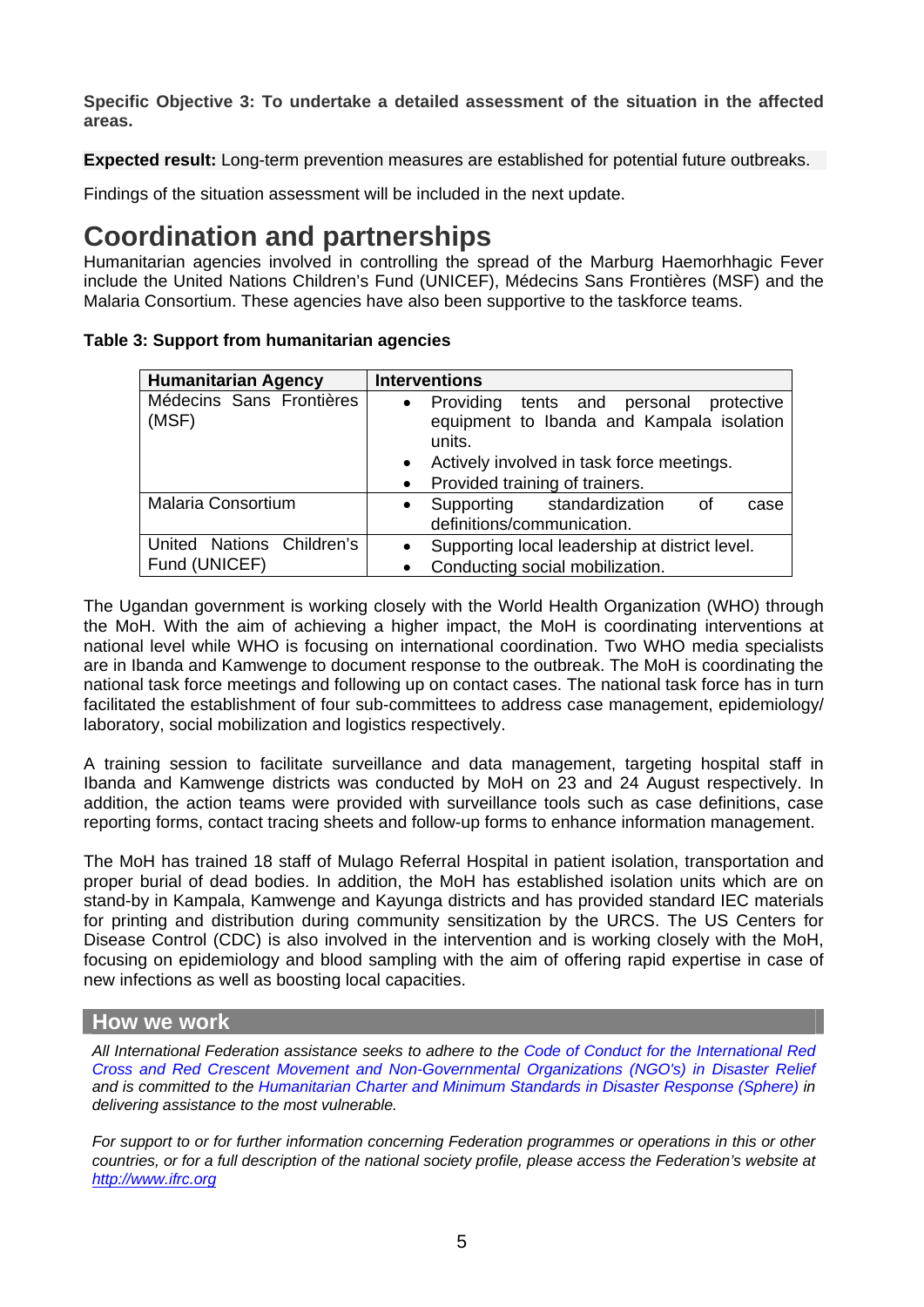**Specific Objective 3: To undertake a detailed assessment of the situation in the affected areas.**

**Expected result:** Long-term prevention measures are established for potential future outbreaks.

Findings of the situation assessment will be included in the next update.

# Coordination and partnerships

Humanitarian agencies involved in controlling the spread of the Marburg Haemorhhagic Fever include the United Nations Children's Fund (UNICEF), Médecins Sans Frontières (MSF) and the Malaria Consortium. These agencies have also been supportive to the taskforce teams.

**Table 3: Support from humanitarian agencies**

| Humanitarian Agency | Interventions |
|---|---|
| Médecins Sans Frontières (MSF) | • Providing tents and personal protective equipment to Ibanda and Kampala isolation units. <br> • Actively involved in task force meetings. <br> • Provided training of trainers. |
| Malaria Consortium | • Supporting standardization of case definitions/communication. |
| United Nations Children's Fund (UNICEF) | • Supporting local leadership at district level. <br> • Conducting social mobilization. |

The Ugandan government is working closely with the World Health Organization (WHO) through the MoH. With the aim of achieving a higher impact, the MoH is coordinating interventions at national level while WHO is focusing on international coordination. Two WHO media specialists are in Ibanda and Kamwenge to document response to the outbreak. The MoH is coordinating the national task force meetings and following up on contact cases. The national task force has in turn facilitated the establishment of four sub-committees to address case management, epidemiology/ laboratory, social mobilization and logistics respectively.

A training session to facilitate surveillance and data management, targeting hospital staff in Ibanda and Kamwenge districts was conducted by MoH on 23 and 24 August respectively. In addition, the action teams were provided with surveillance tools such as case definitions, case reporting forms, contact tracing sheets and follow-up forms to enhance information management.

The MoH has trained 18 staff of Mulago Referral Hospital in patient isolation, transportation and proper burial of dead bodies. In addition, the MoH has established isolation units which are on stand-by in Kampala, Kamwenge and Kayunga districts and has provided standard IEC materials for printing and distribution during community sensitization by the URCS. The US Centers for Disease Control (CDC) is also involved in the intervention and is working closely with the MoH, focusing on epidemiology and blood sampling with the aim of offering rapid expertise in case of new infections as well as boosting local capacities.

## How we work

*All International Federation assistance seeks to adhere to the Code of Conduct for the International Red Cross and Red Crescent Movement and Non-Governmental Organizations (NGO's) in Disaster Relief and is committed to the Humanitarian Charter and Minimum Standards in Disaster Response (Sphere) in delivering assistance to the most vulnerable.*

*For support to or for further information concerning Federation programmes or operations in this or other countries, or for a full description of the national society profile, please access the Federation's website at http://www.ifrc.org*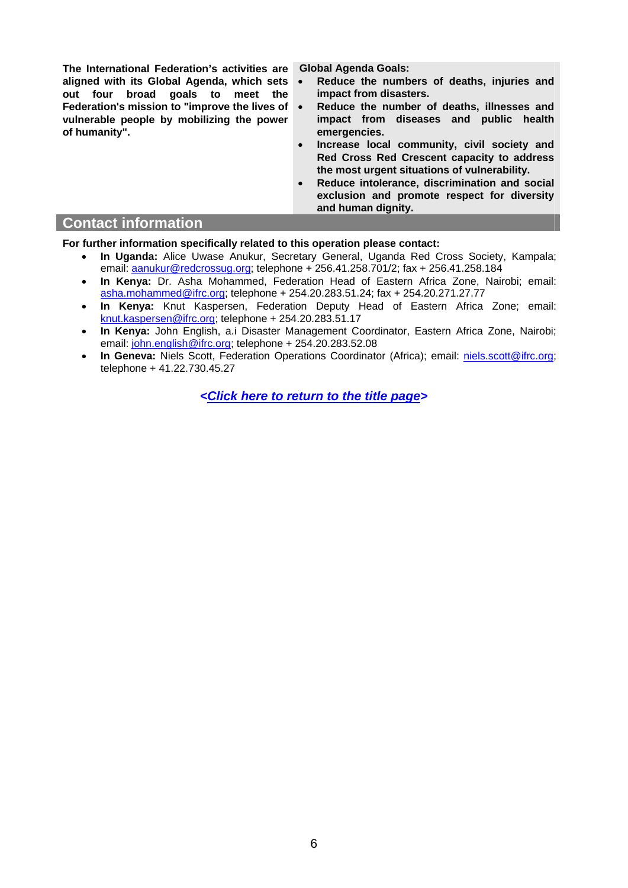**The International Federation's activities are aligned with its Global Agenda, which sets out four broad goals to meet the Federation's mission to "improve the lives of vulnerable people by mobilizing the power of humanity".**

**Global Agenda Goals:**

- **Reduce the numbers of deaths, injuries and impact from disasters.**
- **Reduce the number of deaths, illnesses and impact from diseases and public health emergencies.**
- **Increase local community, civil society and Red Cross Red Crescent capacity to address the most urgent situations of vulnerability.**
- **Reduce intolerance, discrimination and social exclusion and promote respect for diversity and human dignity.**

## Contact information

**For further information specifically related to this operation please contact:**

- **In Uganda:** Alice Uwase Anukur, Secretary General, Uganda Red Cross Society, Kampala; email: aanukur@redcrossug.org; telephone + 256.41.258.701/2; fax + 256.41.258.184
- **In Kenya:** Dr. Asha Mohammed, Federation Head of Eastern Africa Zone, Nairobi; email: asha.mohammed@ifrc.org; telephone + 254.20.283.51.24; fax + 254.20.271.27.77
- **In Kenya:** Knut Kaspersen, Federation Deputy Head of Eastern Africa Zone; email: knut.kaspersen@ifrc.org; telephone + 254.20.283.51.17
- **In Kenya:** John English, a.i Disaster Management Coordinator, Eastern Africa Zone, Nairobi; email: john.english@ifrc.org; telephone + 254.20.283.52.08
- **In Geneva:** Niels Scott, Federation Operations Coordinator (Africa); email: niels.scott@ifrc.org; telephone + 41.22.730.45.27

***<Click here to return to the title page>***